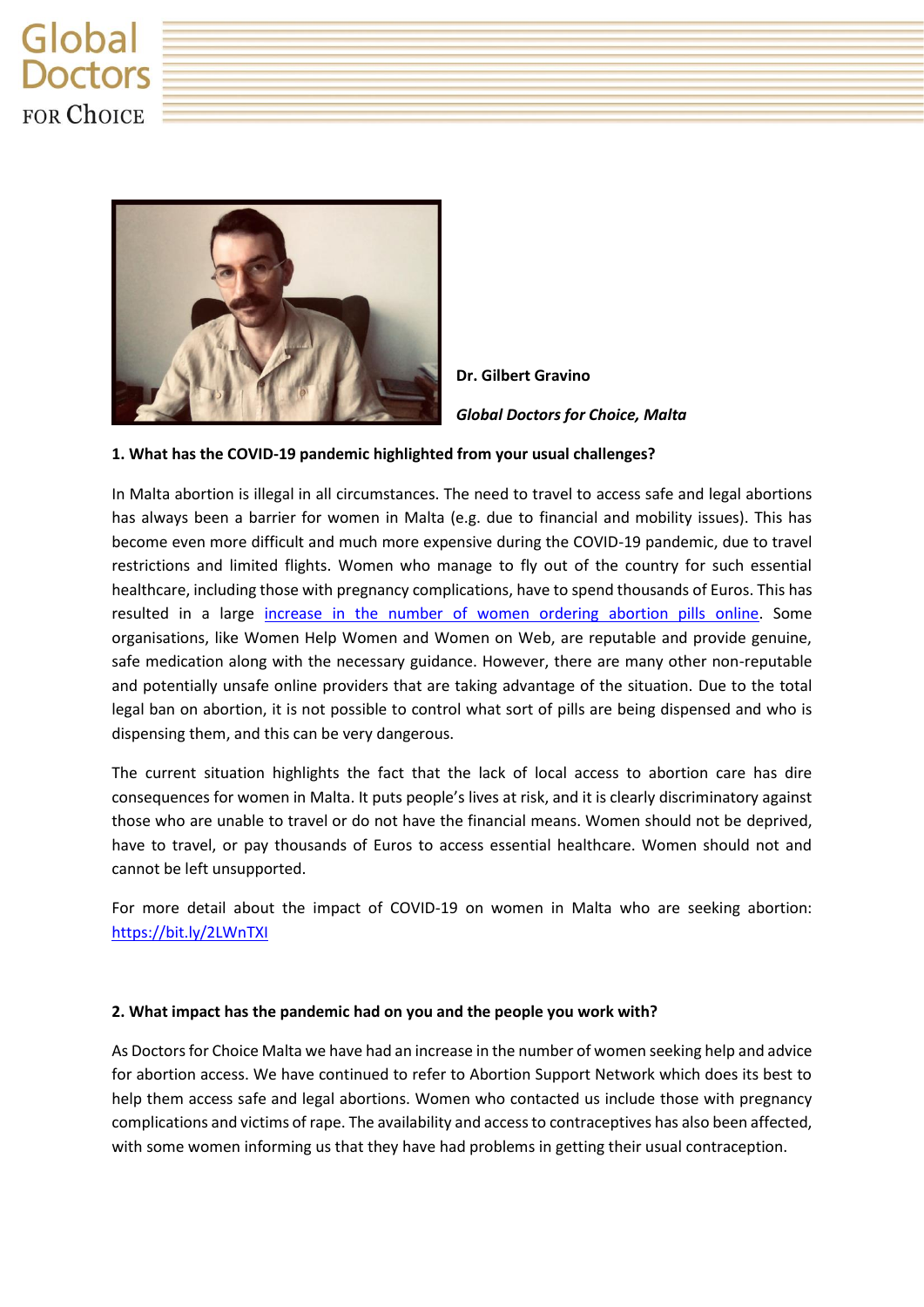Global Doctors FOR CHOICE

**Dr. Gilbert Gravino**

***Global Doctors for Choice, Malta***

**1. What has the COVID-19 pandemic highlighted from your usual challenges?**

In Malta abortion is illegal in all circumstances. The need to travel to access safe and legal abortions has always been a barrier for women in Malta (e.g. due to financial and mobility issues). This has become even more difficult and much more expensive during the COVID-19 pandemic, due to travel restrictions and limited flights. Women who manage to fly out of the country for such essential healthcare, including those with pregnancy complications, have to spend thousands of Euros. This has resulted in a large increase in the number of women ordering abortion pills online. Some organisations, like Women Help Women and Women on Web, are reputable and provide genuine, safe medication along with the necessary guidance. However, there are many other non-reputable and potentially unsafe online providers that are taking advantage of the situation. Due to the total legal ban on abortion, it is not possible to control what sort of pills are being dispensed and who is dispensing them, and this can be very dangerous.

The current situation highlights the fact that the lack of local access to abortion care has dire consequences for women in Malta. It puts people's lives at risk, and it is clearly discriminatory against those who are unable to travel or do not have the financial means. Women should not be deprived, have to travel, or pay thousands of Euros to access essential healthcare. Women should not and cannot be left unsupported.

For more detail about the impact of COVID-19 on women in Malta who are seeking abortion: https://bit.ly/2LWnTXI

**2. What impact has the pandemic had on you and the people you work with?**

As Doctors for Choice Malta we have had an increase in the number of women seeking help and advice for abortion access. We have continued to refer to Abortion Support Network which does its best to help them access safe and legal abortions. Women who contacted us include those with pregnancy complications and victims of rape. The availability and access to contraceptives has also been affected, with some women informing us that they have had problems in getting their usual contraception.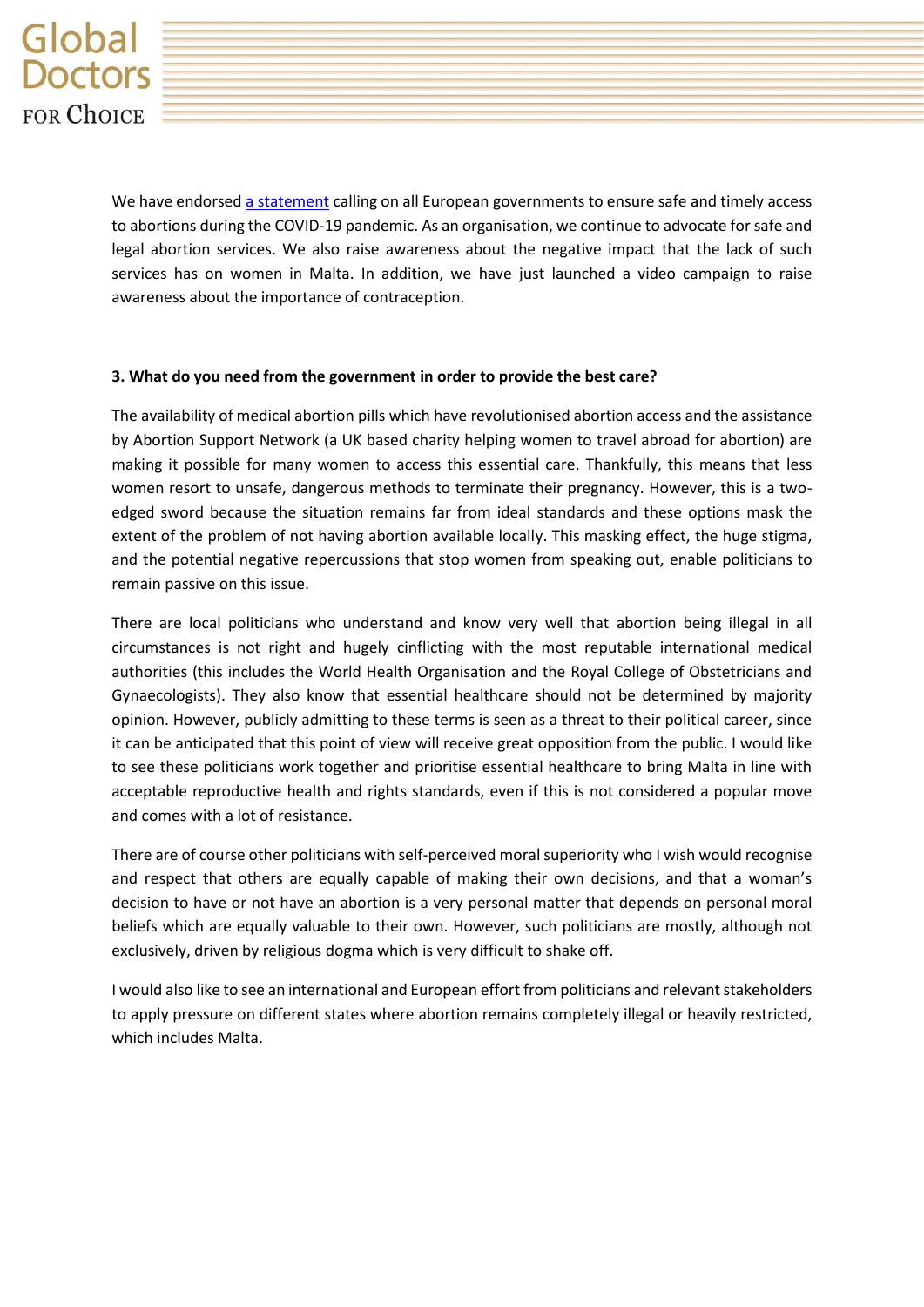We have endorsed [a statement](#) calling on all European governments to ensure safe and timely access to abortions during the COVID-19 pandemic. As an organisation, we continue to advocate for safe and legal abortion services. We also raise awareness about the negative impact that the lack of such services has on women in Malta. In addition, we have just launched a video campaign to raise awareness about the importance of contraception.

**3. What do you need from the government in order to provide the best care?**

The availability of medical abortion pills which have revolutionised abortion access and the assistance by Abortion Support Network (a UK based charity helping women to travel abroad for abortion) are making it possible for many women to access this essential care. Thankfully, this means that less women resort to unsafe, dangerous methods to terminate their pregnancy. However, this is a two-edged sword because the situation remains far from ideal standards and these options mask the extent of the problem of not having abortion available locally. This masking effect, the huge stigma, and the potential negative repercussions that stop women from speaking out, enable politicians to remain passive on this issue.

There are local politicians who understand and know very well that abortion being illegal in all circumstances is not right and hugely cinflicting with the most reputable international medical authorities (this includes the World Health Organisation and the Royal College of Obstetricians and Gynaecologists). They also know that essential healthcare should not be determined by majority opinion. However, publicly admitting to these terms is seen as a threat to their political career, since it can be anticipated that this point of view will receive great opposition from the public. I would like to see these politicians work together and prioritise essential healthcare to bring Malta in line with acceptable reproductive health and rights standards, even if this is not considered a popular move and comes with a lot of resistance.

There are of course other politicians with self-perceived moral superiority who I wish would recognise and respect that others are equally capable of making their own decisions, and that a woman's decision to have or not have an abortion is a very personal matter that depends on personal moral beliefs which are equally valuable to their own. However, such politicians are mostly, although not exclusively, driven by religious dogma which is very difficult to shake off.

I would also like to see an international and European effort from politicians and relevant stakeholders to apply pressure on different states where abortion remains completely illegal or heavily restricted, which includes Malta.